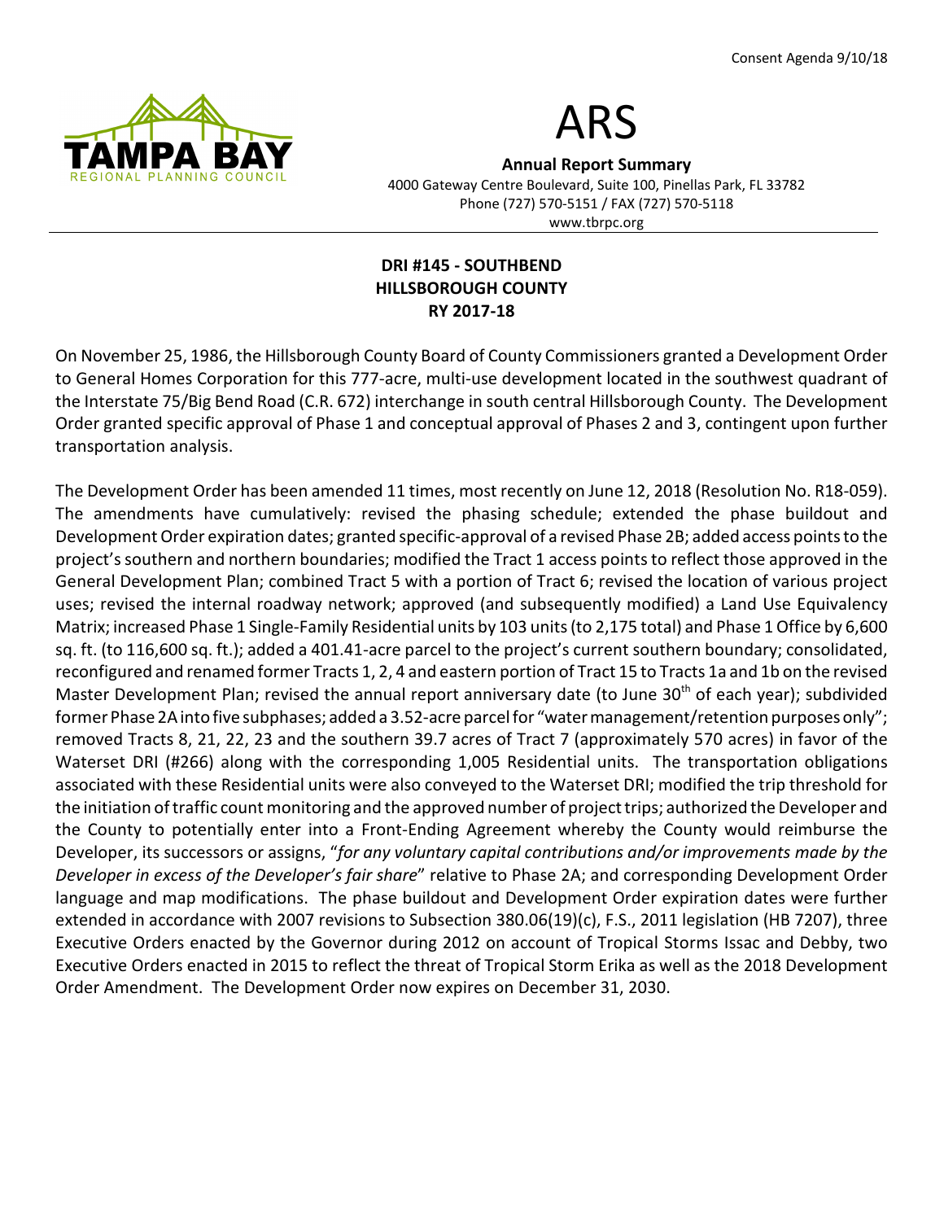Consent Agenda 9/10/18

# ARS

**Annual Report Summary**

4000 Gateway Centre Boulevard, Suite 100, Pinellas Park, FL 33782
Phone (727) 570-5151 / FAX (727) 570-5118
www.tbrpc.org

## DRI #145 - SOUTHBEND
## HILLSBOROUGH COUNTY
## RY 2017-18

On November 25, 1986, the Hillsborough County Board of County Commissioners granted a Development Order to General Homes Corporation for this 777-acre, multi-use development located in the southwest quadrant of the Interstate 75/Big Bend Road (C.R. 672) interchange in south central Hillsborough County. The Development Order granted specific approval of Phase 1 and conceptual approval of Phases 2 and 3, contingent upon further transportation analysis.

The Development Order has been amended 11 times, most recently on June 12, 2018 (Resolution No. R18-059). The amendments have cumulatively: revised the phasing schedule; extended the phase buildout and Development Order expiration dates; granted specific-approval of a revised Phase 2B; added access points to the project's southern and northern boundaries; modified the Tract 1 access points to reflect those approved in the General Development Plan; combined Tract 5 with a portion of Tract 6; revised the location of various project uses; revised the internal roadway network; approved (and subsequently modified) a Land Use Equivalency Matrix; increased Phase 1 Single-Family Residential units by 103 units (to 2,175 total) and Phase 1 Office by 6,600 sq. ft. (to 116,600 sq. ft.); added a 401.41-acre parcel to the project's current southern boundary; consolidated, reconfigured and renamed former Tracts 1, 2, 4 and eastern portion of Tract 15 to Tracts 1a and 1b on the revised Master Development Plan; revised the annual report anniversary date (to June 30th of each year); subdivided former Phase 2A into five subphases; added a 3.52-acre parcel for "water management/retention purposes only"; removed Tracts 8, 21, 22, 23 and the southern 39.7 acres of Tract 7 (approximately 570 acres) in favor of the Waterset DRI (#266) along with the corresponding 1,005 Residential units. The transportation obligations associated with these Residential units were also conveyed to the Waterset DRI; modified the trip threshold for the initiation of traffic count monitoring and the approved number of project trips; authorized the Developer and the County to potentially enter into a Front-Ending Agreement whereby the County would reimburse the Developer, its successors or assigns, "*for any voluntary capital contributions and/or improvements made by the Developer in excess of the Developer's fair share*" relative to Phase 2A; and corresponding Development Order language and map modifications. The phase buildout and Development Order expiration dates were further extended in accordance with 2007 revisions to Subsection 380.06(19)(c), F.S., 2011 legislation (HB 7207), three Executive Orders enacted by the Governor during 2012 on account of Tropical Storms Issac and Debby, two Executive Orders enacted in 2015 to reflect the threat of Tropical Storm Erika as well as the 2018 Development Order Amendment. The Development Order now expires on December 31, 2030.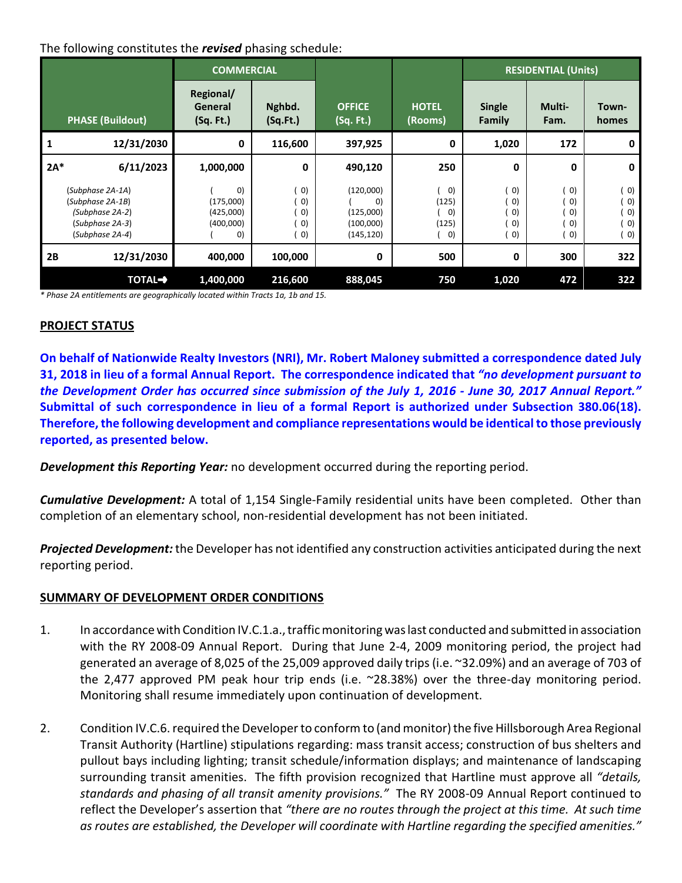The following constitutes the ***revised*** phasing schedule:

| PHASE (Buildout) | | COMMERCIAL | | OFFICE (Sq. Ft.) | HOTEL (Rooms) | RESIDENTIAL (Units) | | |
|---|---|---|---|---|---|---|---|---|
| | | Regional/ General (Sq. Ft.) | Nghbd. (Sq.Ft.) | | | Single Family | Multi-Fam. | Town-homes |
| 1 | 12/31/2030 | 0 | 116,600 | 397,925 | 0 | 1,020 | 172 | 0 |
| 2A* | 6/11/2023 | 1,000,000 | 0 | 490,120 | 250 | 0 | 0 | 0 |
| *(Subphase 2A-1A)* | | ( 0) | ( 0) | (120,000) | ( 0) | ( 0) | ( 0) | ( 0) |
| *(Subphase 2A-1B)* | | (175,000) | ( 0) | ( 0) | (125) | ( 0) | ( 0) | ( 0) |
| *(Subphase 2A-2)* | | (425,000) | ( 0) | (125,000) | ( 0) | ( 0) | ( 0) | ( 0) |
| *(Subphase 2A-3)* | | (400,000) | ( 0) | (100,000) | (125) | ( 0) | ( 0) | ( 0) |
| *(Subphase 2A-4)* | | ( 0) | ( 0) | (145,120) | ( 0) | ( 0) | ( 0) | ( 0) |
| 2B | 12/31/2030 | 400,000 | 100,000 | 0 | 500 | 0 | 300 | 322 |
| | **TOTAL➡** | **1,400,000** | **216,600** | **888,045** | **750** | **1,020** | **472** | **322** |

*\* Phase 2A entitlements are geographically located within Tracts 1a, 1b and 15.*

## PROJECT STATUS

**On behalf of Nationwide Realty Investors (NRI), Mr. Robert Maloney submitted a correspondence dated July 31, 2018 in lieu of a formal Annual Report. The correspondence indicated that *"no development pursuant to the Development Order has occurred since submission of the July 1, 2016 - June 30, 2017 Annual Report."* Submittal of such correspondence in lieu of a formal Report is authorized under Subsection 380.06(18). Therefore, the following development and compliance representations would be identical to those previously reported, as presented below.**

***Development this Reporting Year:*** no development occurred during the reporting period.

***Cumulative Development:*** A total of 1,154 Single-Family residential units have been completed. Other than completion of an elementary school, non-residential development has not been initiated.

***Projected Development:*** the Developer has not identified any construction activities anticipated during the next reporting period.

## SUMMARY OF DEVELOPMENT ORDER CONDITIONS

1. In accordance with Condition IV.C.1.a., traffic monitoring was last conducted and submitted in association with the RY 2008-09 Annual Report. During that June 2-4, 2009 monitoring period, the project had generated an average of 8,025 of the 25,009 approved daily trips (i.e. ~32.09%) and an average of 703 of the 2,477 approved PM peak hour trip ends (i.e. ~28.38%) over the three-day monitoring period. Monitoring shall resume immediately upon continuation of development.

2. Condition IV.C.6. required the Developer to conform to (and monitor) the five Hillsborough Area Regional Transit Authority (Hartline) stipulations regarding: mass transit access; construction of bus shelters and pullout bays including lighting; transit schedule/information displays; and maintenance of landscaping surrounding transit amenities. The fifth provision recognized that Hartline must approve all *"details, standards and phasing of all transit amenity provisions."* The RY 2008-09 Annual Report continued to reflect the Developer's assertion that *"there are no routes through the project at this time. At such time as routes are established, the Developer will coordinate with Hartline regarding the specified amenities."*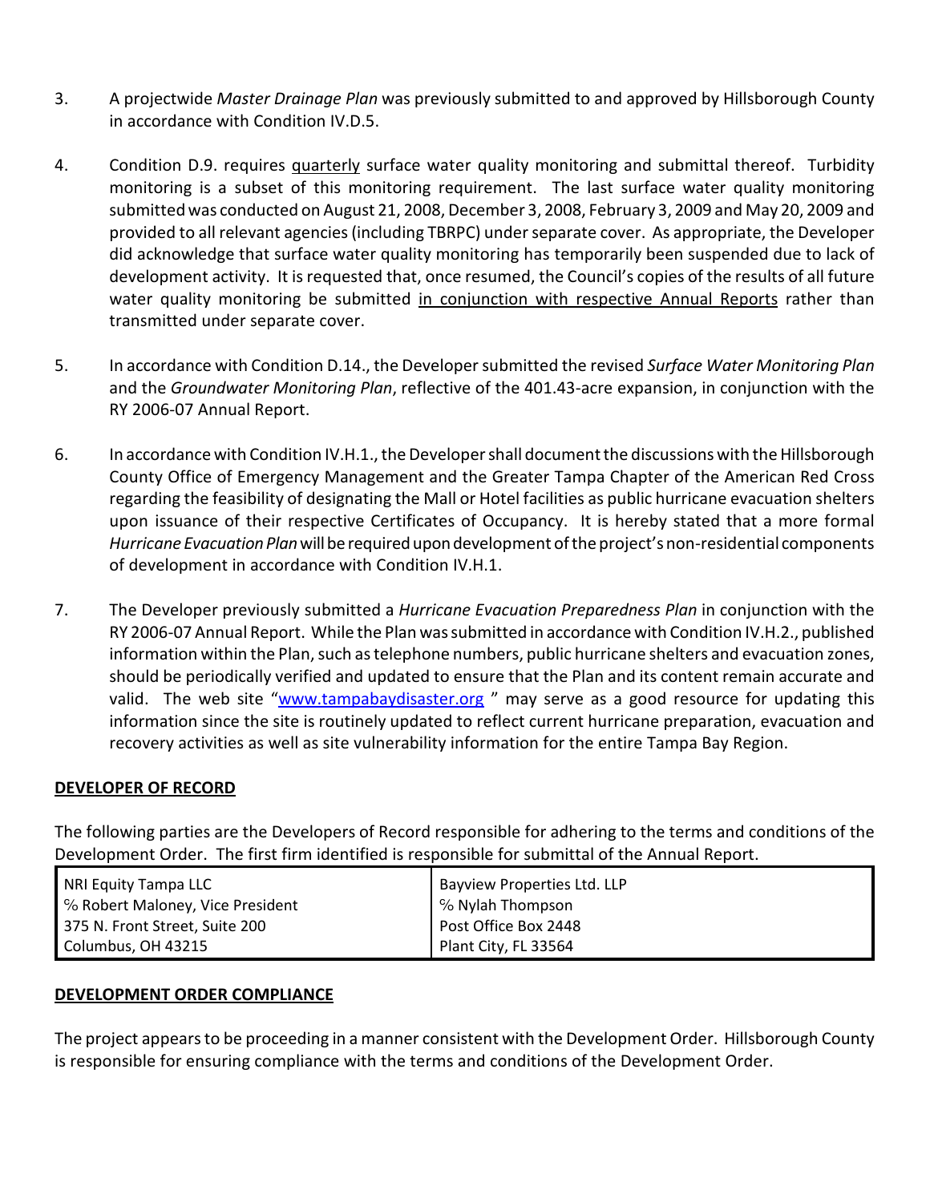3. A projectwide *Master Drainage Plan* was previously submitted to and approved by Hillsborough County in accordance with Condition IV.D.5.

4. Condition D.9. requires quarterly surface water quality monitoring and submittal thereof. Turbidity monitoring is a subset of this monitoring requirement. The last surface water quality monitoring submitted was conducted on August 21, 2008, December 3, 2008, February 3, 2009 and May 20, 2009 and provided to all relevant agencies (including TBRPC) under separate cover. As appropriate, the Developer did acknowledge that surface water quality monitoring has temporarily been suspended due to lack of development activity. It is requested that, once resumed, the Council's copies of the results of all future water quality monitoring be submitted in conjunction with respective Annual Reports rather than transmitted under separate cover.

5. In accordance with Condition D.14., the Developer submitted the revised *Surface Water Monitoring Plan* and the *Groundwater Monitoring Plan*, reflective of the 401.43-acre expansion, in conjunction with the RY 2006-07 Annual Report.

6. In accordance with Condition IV.H.1., the Developer shall document the discussions with the Hillsborough County Office of Emergency Management and the Greater Tampa Chapter of the American Red Cross regarding the feasibility of designating the Mall or Hotel facilities as public hurricane evacuation shelters upon issuance of their respective Certificates of Occupancy. It is hereby stated that a more formal *Hurricane Evacuation Plan* will be required upon development of the project's non-residential components of development in accordance with Condition IV.H.1.

7. The Developer previously submitted a *Hurricane Evacuation Preparedness Plan* in conjunction with the RY 2006-07 Annual Report. While the Plan was submitted in accordance with Condition IV.H.2., published information within the Plan, such as telephone numbers, public hurricane shelters and evacuation zones, should be periodically verified and updated to ensure that the Plan and its content remain accurate and valid. The web site "www.tampabaydisaster.org " may serve as a good resource for updating this information since the site is routinely updated to reflect current hurricane preparation, evacuation and recovery activities as well as site vulnerability information for the entire Tampa Bay Region.

## DEVELOPER OF RECORD

The following parties are the Developers of Record responsible for adhering to the terms and conditions of the Development Order. The first firm identified is responsible for submittal of the Annual Report.

| | |
|---|---|
| NRI Equity Tampa LLC<br>℅ Robert Maloney, Vice President<br>375 N. Front Street, Suite 200<br>Columbus, OH 43215 | Bayview Properties Ltd. LLP<br>℅ Nylah Thompson<br>Post Office Box 2448<br>Plant City, FL 33564 |

## DEVELOPMENT ORDER COMPLIANCE

The project appears to be proceeding in a manner consistent with the Development Order. Hillsborough County is responsible for ensuring compliance with the terms and conditions of the Development Order.